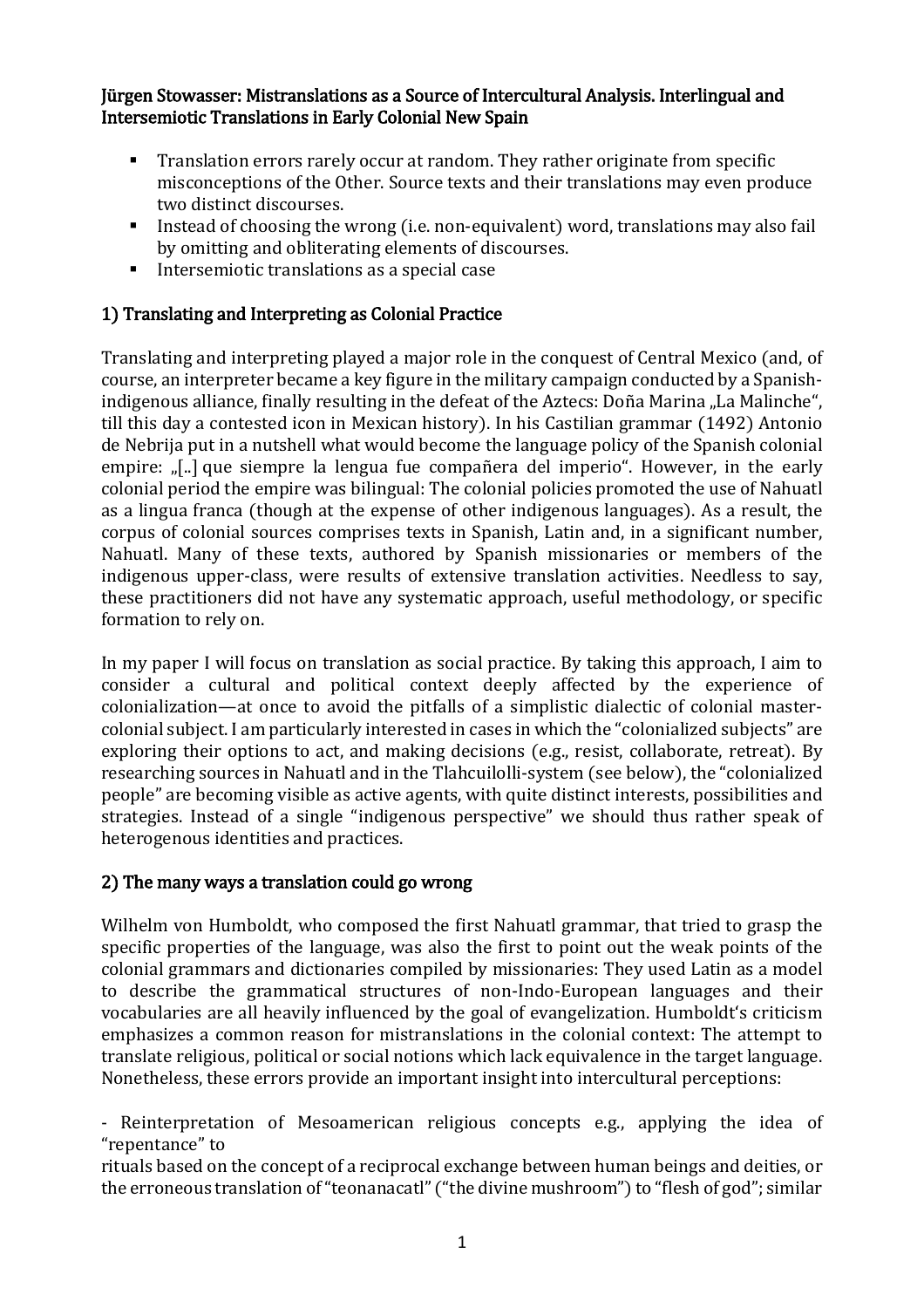**Jürgen Stowasser: Mistranslations as a Source of Intercultural Analysis. Interlingual and Intersemiotic Translations in Early Colonial New Spain**

- Translation errors rarely occur at random. They rather originate from specific misconceptions of the Other. Source texts and their translations may even produce two distinct discourses.
- Instead of choosing the wrong (i.e. non-equivalent) word, translations may also fail by omitting and obliterating elements of discourses.
- Intersemiotic translations as a special case

## 1) Translating and Interpreting as Colonial Practice

Translating and interpreting played a major role in the conquest of Central Mexico (and, of course, an interpreter became a key figure in the military campaign conducted by a Spanish-indigenous alliance, finally resulting in the defeat of the Aztecs: Doña Marina „La Malinche", till this day a contested icon in Mexican history). In his Castilian grammar (1492) Antonio de Nebrija put in a nutshell what would become the language policy of the Spanish colonial empire: „[..] que siempre la lengua fue compañera del imperio". However, in the early colonial period the empire was bilingual: The colonial policies promoted the use of Nahuatl as a lingua franca (though at the expense of other indigenous languages). As a result, the corpus of colonial sources comprises texts in Spanish, Latin and, in a significant number, Nahuatl. Many of these texts, authored by Spanish missionaries or members of the indigenous upper-class, were results of extensive translation activities. Needless to say, these practitioners did not have any systematic approach, useful methodology, or specific formation to rely on.

In my paper I will focus on translation as social practice. By taking this approach, I aim to consider a cultural and political context deeply affected by the experience of colonialization—at once to avoid the pitfalls of a simplistic dialectic of colonial master-colonial subject. I am particularly interested in cases in which the "colonialized subjects" are exploring their options to act, and making decisions (e.g., resist, collaborate, retreat). By researching sources in Nahuatl and in the Tlahcuilolli-system (see below), the "colonialized people" are becoming visible as active agents, with quite distinct interests, possibilities and strategies. Instead of a single "indigenous perspective" we should thus rather speak of heterogenous identities and practices.

## 2) The many ways a translation could go wrong

Wilhelm von Humboldt, who composed the first Nahuatl grammar, that tried to grasp the specific properties of the language, was also the first to point out the weak points of the colonial grammars and dictionaries compiled by missionaries: They used Latin as a model to describe the grammatical structures of non-Indo-European languages and their vocabularies are all heavily influenced by the goal of evangelization. Humboldt's criticism emphasizes a common reason for mistranslations in the colonial context: The attempt to translate religious, political or social notions which lack equivalence in the target language. Nonetheless, these errors provide an important insight into intercultural perceptions:

- Reinterpretation of Mesoamerican religious concepts e.g., applying the idea of "repentance" to rituals based on the concept of a reciprocal exchange between human beings and deities, or the erroneous translation of "teonanacatl" ("the divine mushroom") to "flesh of god"; similar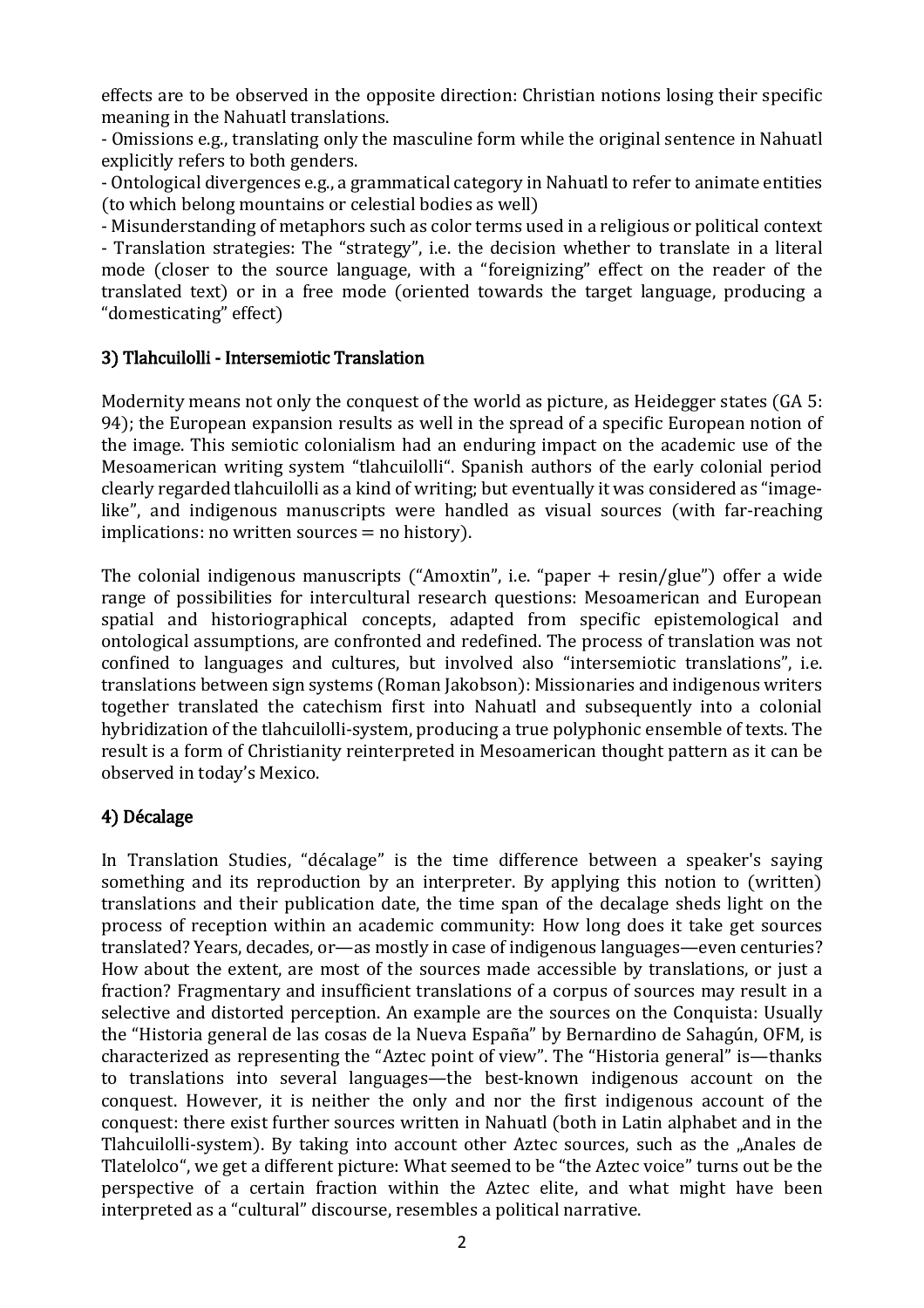effects are to be observed in the opposite direction: Christian notions losing their specific meaning in the Nahuatl translations.

- Omissions e.g., translating only the masculine form while the original sentence in Nahuatl explicitly refers to both genders.
- Ontological divergences e.g., a grammatical category in Nahuatl to refer to animate entities (to which belong mountains or celestial bodies as well)
- Misunderstanding of metaphors such as color terms used in a religious or political context
- Translation strategies: The "strategy", i.e. the decision whether to translate in a literal mode (closer to the source language, with a "foreignizing" effect on the reader of the translated text) or in a free mode (oriented towards the target language, producing a "domesticating" effect)

## 3) Tlahcuilolli - Intersemiotic Translation

Modernity means not only the conquest of the world as picture, as Heidegger states (GA 5: 94); the European expansion results as well in the spread of a specific European notion of the image. This semiotic colonialism had an enduring impact on the academic use of the Mesoamerican writing system "tlahcuilolli". Spanish authors of the early colonial period clearly regarded tlahcuilolli as a kind of writing; but eventually it was considered as "image-like", and indigenous manuscripts were handled as visual sources (with far-reaching implications: no written sources = no history).

The colonial indigenous manuscripts ("Amoxtin", i.e. "paper + resin/glue") offer a wide range of possibilities for intercultural research questions: Mesoamerican and European spatial and historiographical concepts, adapted from specific epistemological and ontological assumptions, are confronted and redefined. The process of translation was not confined to languages and cultures, but involved also "intersemiotic translations", i.e. translations between sign systems (Roman Jakobson): Missionaries and indigenous writers together translated the catechism first into Nahuatl and subsequently into a colonial hybridization of the tlahcuilolli-system, producing a true polyphonic ensemble of texts. The result is a form of Christianity reinterpreted in Mesoamerican thought pattern as it can be observed in today's Mexico.

## 4) Décalage

In Translation Studies, "décalage" is the time difference between a speaker's saying something and its reproduction by an interpreter. By applying this notion to (written) translations and their publication date, the time span of the decalage sheds light on the process of reception within an academic community: How long does it take get sources translated? Years, decades, or—as mostly in case of indigenous languages—even centuries? How about the extent, are most of the sources made accessible by translations, or just a fraction? Fragmentary and insufficient translations of a corpus of sources may result in a selective and distorted perception. An example are the sources on the Conquista: Usually the "Historia general de las cosas de la Nueva España" by Bernardino de Sahagún, OFM, is characterized as representing the "Aztec point of view". The "Historia general" is—thanks to translations into several languages—the best-known indigenous account on the conquest. However, it is neither the only and nor the first indigenous account of the conquest: there exist further sources written in Nahuatl (both in Latin alphabet and in the Tlahcuilolli-system). By taking into account other Aztec sources, such as the „Anales de Tlatelolco", we get a different picture: What seemed to be "the Aztec voice" turns out be the perspective of a certain fraction within the Aztec elite, and what might have been interpreted as a "cultural" discourse, resembles a political narrative.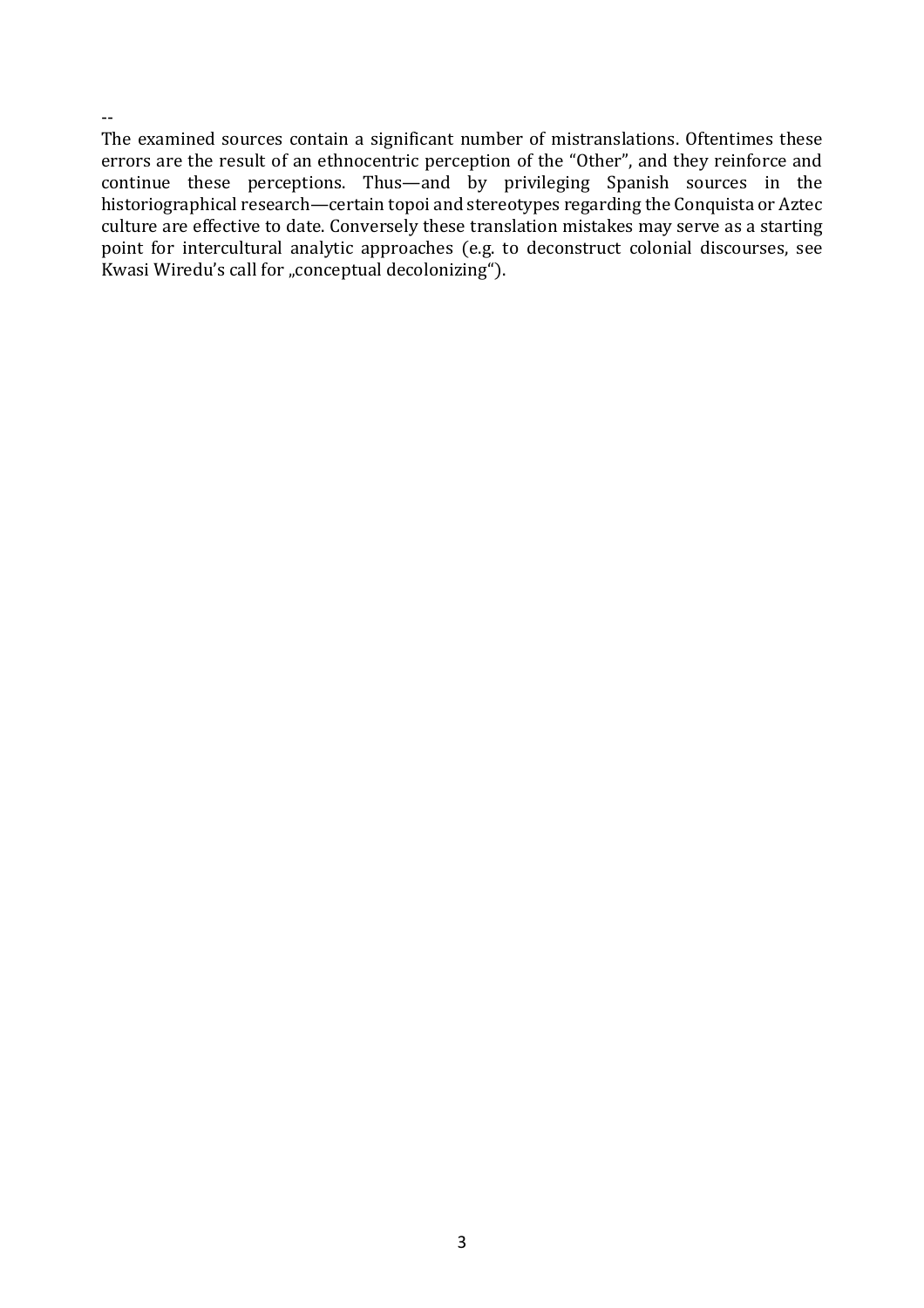--

The examined sources contain a significant number of mistranslations. Oftentimes these errors are the result of an ethnocentric perception of the “Other”, and they reinforce and continue these perceptions. Thus—and by privileging Spanish sources in the historiographical research—certain topoi and stereotypes regarding the Conquista or Aztec culture are effective to date. Conversely these translation mistakes may serve as a starting point for intercultural analytic approaches (e.g. to deconstruct colonial discourses, see Kwasi Wiredu’s call for „conceptual decolonizing“).